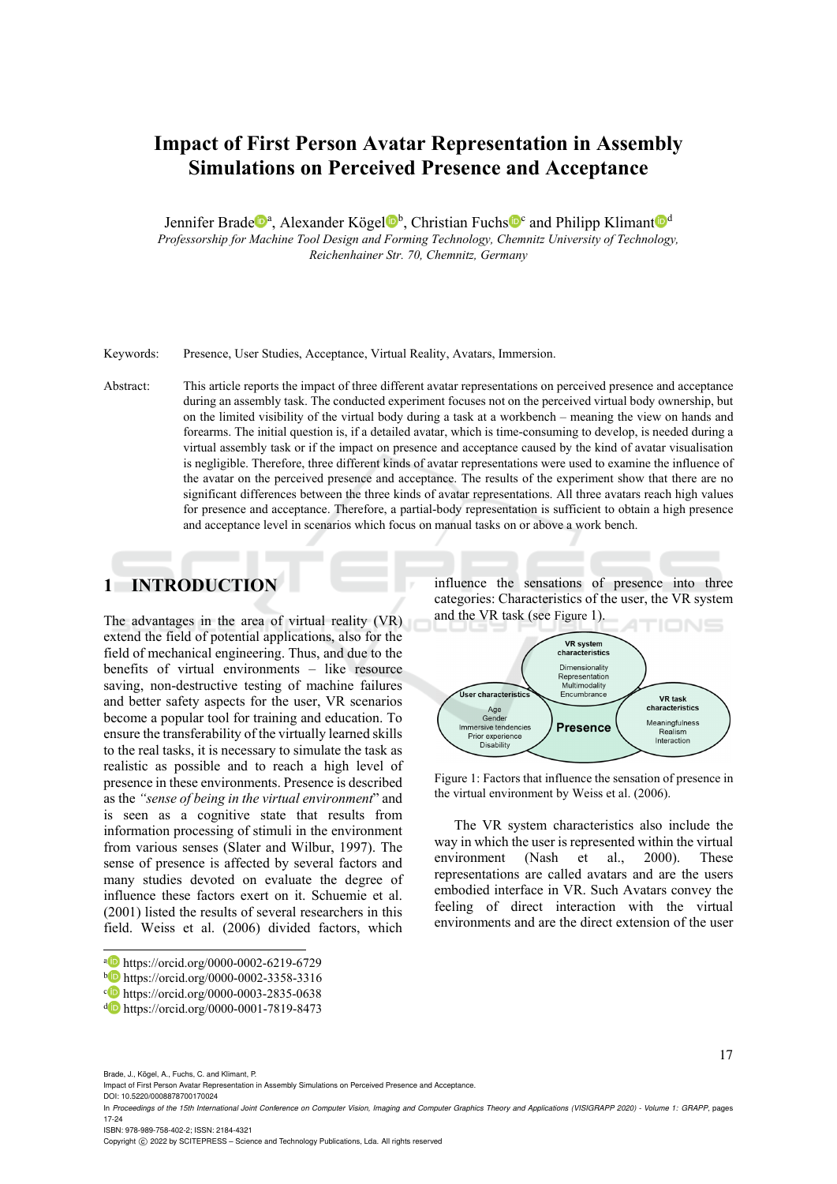# Impact of First Person Avatar Representation in Assembly Simulations on Perceived Presence and Acceptance

Jennifer Brade[a], Alexander Kögel[b], Christian Fuchs[c] and Philipp Klimant[d]

*Professorship for Machine Tool Design and Forming Technology, Chemnitz University of Technology, Reichenhainer Str. 70, Chemnitz, Germany*

Keywords: Presence, User Studies, Acceptance, Virtual Reality, Avatars, Immersion.

Abstract: This article reports the impact of three different avatar representations on perceived presence and acceptance during an assembly task. The conducted experiment focuses not on the perceived virtual body ownership, but on the limited visibility of the virtual body during a task at a workbench – meaning the view on hands and forearms. The initial question is, if a detailed avatar, which is time-consuming to develop, is needed during a virtual assembly task or if the impact on presence and acceptance caused by the kind of avatar visualisation is negligible. Therefore, three different kinds of avatar representations were used to examine the influence of the avatar on the perceived presence and acceptance. The results of the experiment show that there are no significant differences between the three kinds of avatar representations. All three avatars reach high values for presence and acceptance. Therefore, a partial-body representation is sufficient to obtain a high presence and acceptance level in scenarios which focus on manual tasks on or above a work bench.

## 1 INTRODUCTION

The advantages in the area of virtual reality (VR) extend the field of potential applications, also for the field of mechanical engineering. Thus, and due to the benefits of virtual environments – like resource saving, non-destructive testing of machine failures and better safety aspects for the user, VR scenarios become a popular tool for training and education. To ensure the transferability of the virtually learned skills to the real tasks, it is necessary to simulate the task as realistic as possible and to reach a high level of presence in these environments. Presence is described as the *"sense of being in the virtual environment*" and is seen as a cognitive state that results from information processing of stimuli in the environment from various senses (Slater and Wilbur, 1997). The sense of presence is affected by several factors and many studies devoted on evaluate the degree of influence these factors exert on it. Schuemie et al. (2001) listed the results of several researchers in this field. Weiss et al. (2006) divided factors, which influence the sensations of presence into three categories: Characteristics of the user, the VR system and the VR task (see Figure 1).

VR system characteristics: Dimensionality, Representation, Multimodality, Encumbrance
User characteristics: Age, Gender, Immersive tendencies, Prior experience, Disability
VR task characteristics: Meaningfulness, Realism, Interaction
Presence

Figure 1: Factors that influence the sensation of presence in the virtual environment by Weiss et al. (2006).

The VR system characteristics also include the way in which the user is represented within the virtual environment (Nash et al., 2000). These representations are called avatars and are the users embodied interface in VR. Such Avatars convey the feeling of direct interaction with the virtual environments and are the direct extension of the user

[a] https://orcid.org/0000-0002-6219-6729
[b] https://orcid.org/0000-0002-3358-3316
[c] https://orcid.org/0000-0003-2835-0638
[d] https://orcid.org/0000-0001-7819-8473

Brade, J., Kögel, A., Fuchs, C. and Klimant, P.
Impact of First Person Avatar Representation in Assembly Simulations on Perceived Presence and Acceptance.
DOI: 10.5220/0008878700170024
In *Proceedings of the 15th International Joint Conference on Computer Vision, Imaging and Computer Graphics Theory and Applications (VISIGRAPP 2020) - Volume 1: GRAPP*, pages 17-24
ISBN: 978-989-758-402-2; ISSN: 2184-4321
Copyright © 2022 by SCITEPRESS – Science and Technology Publications, Lda. All rights reserved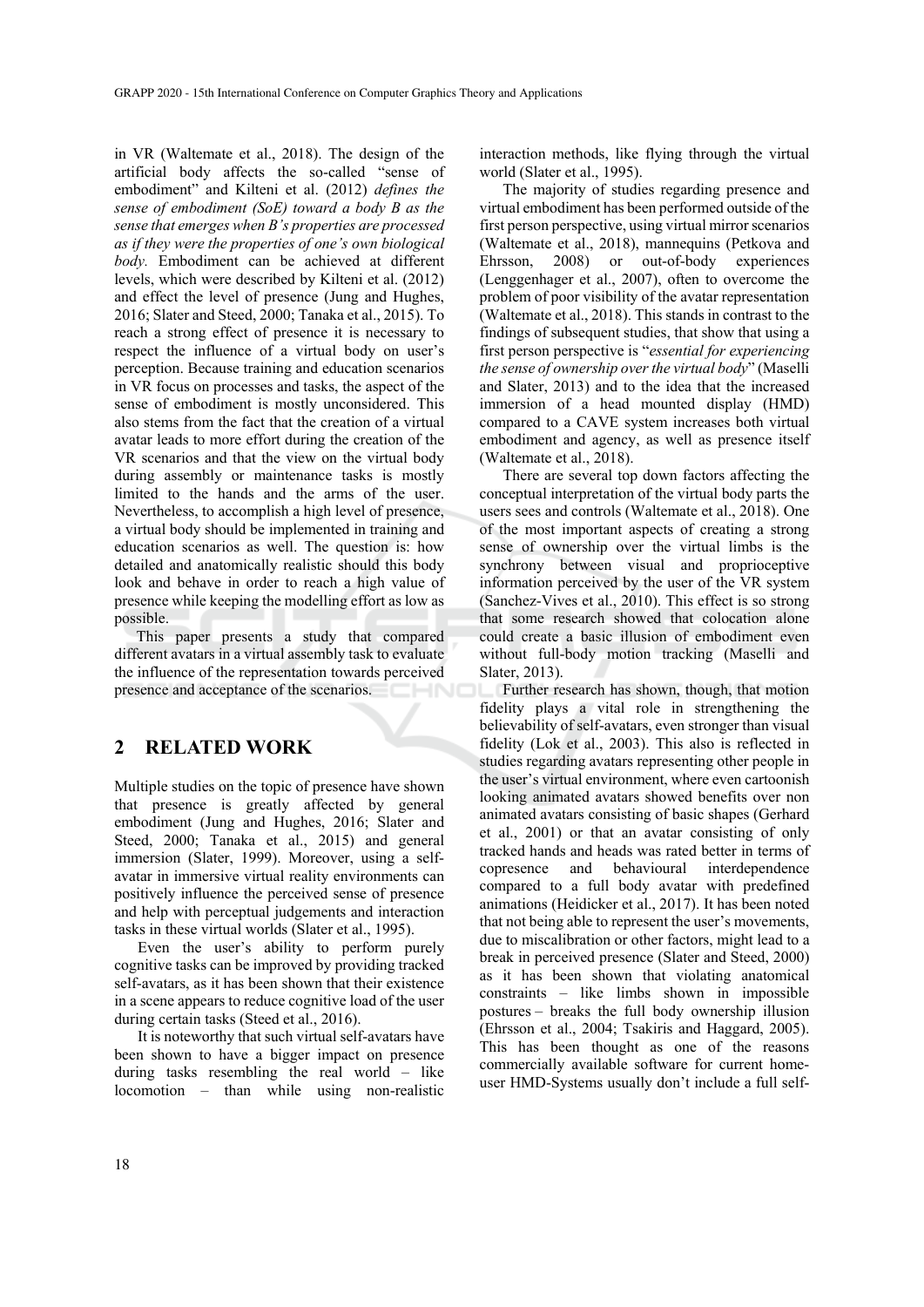in VR (Waltemate et al., 2018). The design of the artificial body affects the so-called "sense of embodiment" and Kilteni et al. (2012) *defines the sense of embodiment (SoE) toward a body B as the sense that emerges when B's properties are processed as if they were the properties of one's own biological body.* Embodiment can be achieved at different levels, which were described by Kilteni et al. (2012) and effect the level of presence (Jung and Hughes, 2016; Slater and Steed, 2000; Tanaka et al., 2015). To reach a strong effect of presence it is necessary to respect the influence of a virtual body on user's perception. Because training and education scenarios in VR focus on processes and tasks, the aspect of the sense of embodiment is mostly unconsidered. This also stems from the fact that the creation of a virtual avatar leads to more effort during the creation of the VR scenarios and that the view on the virtual body during assembly or maintenance tasks is mostly limited to the hands and the arms of the user. Nevertheless, to accomplish a high level of presence, a virtual body should be implemented in training and education scenarios as well. The question is: how detailed and anatomically realistic should this body look and behave in order to reach a high value of presence while keeping the modelling effort as low as possible.

This paper presents a study that compared different avatars in a virtual assembly task to evaluate the influence of the representation towards perceived presence and acceptance of the scenarios.

## 2 RELATED WORK

Multiple studies on the topic of presence have shown that presence is greatly affected by general embodiment (Jung and Hughes, 2016; Slater and Steed, 2000; Tanaka et al., 2015) and general immersion (Slater, 1999). Moreover, using a self-avatar in immersive virtual reality environments can positively influence the perceived sense of presence and help with perceptual judgements and interaction tasks in these virtual worlds (Slater et al., 1995).

Even the user's ability to perform purely cognitive tasks can be improved by providing tracked self-avatars, as it has been shown that their existence in a scene appears to reduce cognitive load of the user during certain tasks (Steed et al., 2016).

It is noteworthy that such virtual self-avatars have been shown to have a bigger impact on presence during tasks resembling the real world – like locomotion – than while using non-realistic interaction methods, like flying through the virtual world (Slater et al., 1995).

The majority of studies regarding presence and virtual embodiment has been performed outside of the first person perspective, using virtual mirror scenarios (Waltemate et al., 2018), mannequins (Petkova and Ehrsson, 2008) or out-of-body experiences (Lenggenhager et al., 2007), often to overcome the problem of poor visibility of the avatar representation (Waltemate et al., 2018). This stands in contrast to the findings of subsequent studies, that show that using a first person perspective is "*essential for experiencing the sense of ownership over the virtual body*" (Maselli and Slater, 2013) and to the idea that the increased immersion of a head mounted display (HMD) compared to a CAVE system increases both virtual embodiment and agency, as well as presence itself (Waltemate et al., 2018).

There are several top down factors affecting the conceptual interpretation of the virtual body parts the users sees and controls (Waltemate et al., 2018). One of the most important aspects of creating a strong sense of ownership over the virtual limbs is the synchrony between visual and proprioceptive information perceived by the user of the VR system (Sanchez-Vives et al., 2010). This effect is so strong that some research showed that colocation alone could create a basic illusion of embodiment even without full-body motion tracking (Maselli and Slater, 2013).

Further research has shown, though, that motion fidelity plays a vital role in strengthening the believability of self-avatars, even stronger than visual fidelity (Lok et al., 2003). This also is reflected in studies regarding avatars representing other people in the user's virtual environment, where even cartoonish looking animated avatars showed benefits over non animated avatars consisting of basic shapes (Gerhard et al., 2001) or that an avatar consisting of only tracked hands and heads was rated better in terms of copresence and behavioural interdependence compared to a full body avatar with predefined animations (Heidicker et al., 2017). It has been noted that not being able to represent the user's movements, due to miscalibration or other factors, might lead to a break in perceived presence (Slater and Steed, 2000) as it has been shown that violating anatomical constraints – like limbs shown in impossible postures – breaks the full body ownership illusion (Ehrsson et al., 2004; Tsakiris and Haggard, 2005). This has been thought as one of the reasons commercially available software for current home-user HMD-Systems usually don't include a full self-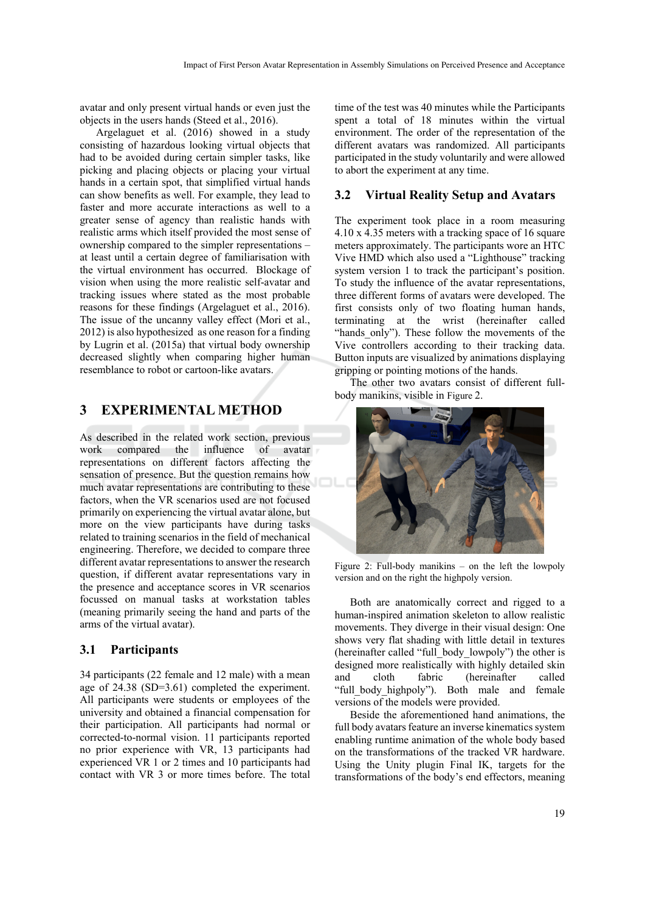avatar and only present virtual hands or even just the objects in the users hands (Steed et al., 2016).

Argelaguet et al. (2016) showed in a study consisting of hazardous looking virtual objects that had to be avoided during certain simpler tasks, like picking and placing objects or placing your virtual hands in a certain spot, that simplified virtual hands can show benefits as well. For example, they lead to faster and more accurate interactions as well to a greater sense of agency than realistic hands with realistic arms which itself provided the most sense of ownership compared to the simpler representations – at least until a certain degree of familiarisation with the virtual environment has occurred. Blockage of vision when using the more realistic self-avatar and tracking issues where stated as the most probable reasons for these findings (Argelaguet et al., 2016). The issue of the uncanny valley effect (Mori et al., 2012) is also hypothesized as one reason for a finding by Lugrin et al. (2015a) that virtual body ownership decreased slightly when comparing higher human resemblance to robot or cartoon-like avatars.

## 3 EXPERIMENTAL METHOD

As described in the related work section, previous work compared the influence of avatar representations on different factors affecting the sensation of presence. But the question remains how much avatar representations are contributing to these factors, when the VR scenarios used are not focused primarily on experiencing the virtual avatar alone, but more on the view participants have during tasks related to training scenarios in the field of mechanical engineering. Therefore, we decided to compare three different avatar representations to answer the research question, if different avatar representations vary in the presence and acceptance scores in VR scenarios focussed on manual tasks at workstation tables (meaning primarily seeing the hand and parts of the arms of the virtual avatar).

### 3.1 Participants

34 participants (22 female and 12 male) with a mean age of 24.38 (SD=3.61) completed the experiment. All participants were students or employees of the university and obtained a financial compensation for their participation. All participants had normal or corrected-to-normal vision. 11 participants reported no prior experience with VR, 13 participants had experienced VR 1 or 2 times and 10 participants had contact with VR 3 or more times before. The total time of the test was 40 minutes while the Participants spent a total of 18 minutes within the virtual environment. The order of the representation of the different avatars was randomized. All participants participated in the study voluntarily and were allowed to abort the experiment at any time.

### 3.2 Virtual Reality Setup and Avatars

The experiment took place in a room measuring 4.10 x 4.35 meters with a tracking space of 16 square meters approximately. The participants wore an HTC Vive HMD which also used a "Lighthouse" tracking system version 1 to track the participant's position. To study the influence of the avatar representations, three different forms of avatars were developed. The first consists only of two floating human hands, terminating at the wrist (hereinafter called "hands_only"). These follow the movements of the Vive controllers according to their tracking data. Button inputs are visualized by animations displaying gripping or pointing motions of the hands.

The other two avatars consist of different full-body manikins, visible in Figure 2.

Figure 2: Full-body manikins – on the left the lowpoly version and on the right the highpoly version.

Both are anatomically correct and rigged to a human-inspired animation skeleton to allow realistic movements. They diverge in their visual design: One shows very flat shading with little detail in textures (hereinafter called "full_body_lowpoly") the other is designed more realistically with highly detailed skin and cloth fabric (hereinafter called "full_body_highpoly"). Both male and female versions of the models were provided.

Beside the aforementioned hand animations, the full body avatars feature an inverse kinematics system enabling runtime animation of the whole body based on the transformations of the tracked VR hardware. Using the Unity plugin Final IK, targets for the transformations of the body's end effectors, meaning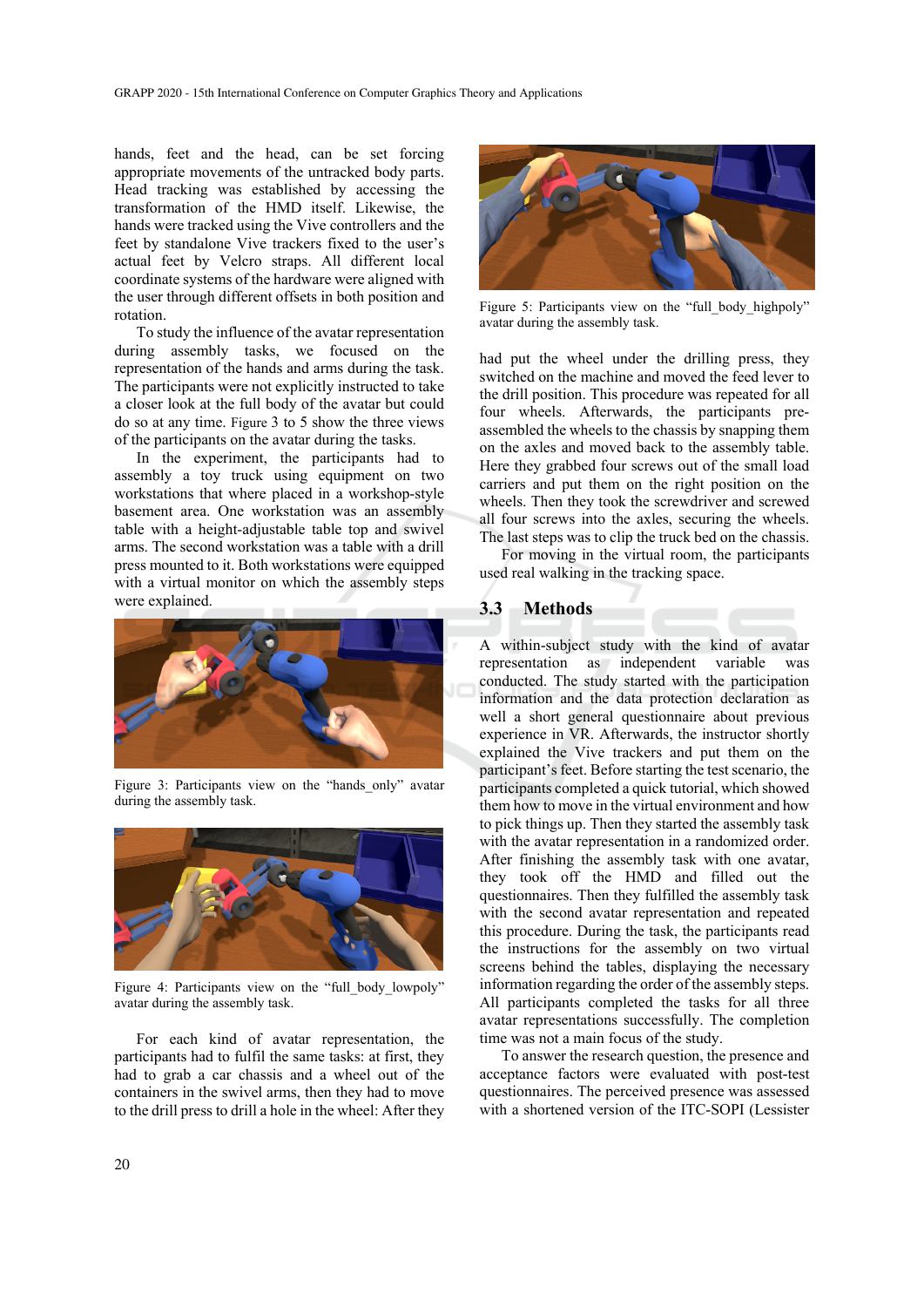hands, feet and the head, can be set forcing appropriate movements of the untracked body parts. Head tracking was established by accessing the transformation of the HMD itself. Likewise, the hands were tracked using the Vive controllers and the feet by standalone Vive trackers fixed to the user's actual feet by Velcro straps. All different local coordinate systems of the hardware were aligned with the user through different offsets in both position and rotation.

To study the influence of the avatar representation during assembly tasks, we focused on the representation of the hands and arms during the task. The participants were not explicitly instructed to take a closer look at the full body of the avatar but could do so at any time. Figure 3 to 5 show the three views of the participants on the avatar during the tasks.

In the experiment, the participants had to assembly a toy truck using equipment on two workstations that where placed in a workshop-style basement area. One workstation was an assembly table with a height-adjustable table top and swivel arms. The second workstation was a table with a drill press mounted to it. Both workstations were equipped with a virtual monitor on which the assembly steps were explained.

Figure 3: Participants view on the "hands_only" avatar during the assembly task.

Figure 4: Participants view on the "full_body_lowpoly" avatar during the assembly task.

For each kind of avatar representation, the participants had to fulfil the same tasks: at first, they had to grab a car chassis and a wheel out of the containers in the swivel arms, then they had to move to the drill press to drill a hole in the wheel: After they had put the wheel under the drilling press, they switched on the machine and moved the feed lever to the drill position. This procedure was repeated for all four wheels. Afterwards, the participants pre-assembled the wheels to the chassis by snapping them on the axles and moved back to the assembly table. Here they grabbed four screws out of the small load carriers and put them on the right position on the wheels. Then they took the screwdriver and screwed all four screws into the axles, securing the wheels. The last steps was to clip the truck bed on the chassis.

Figure 5: Participants view on the "full_body_highpoly" avatar during the assembly task.

For moving in the virtual room, the participants used real walking in the tracking space.

## 3.3 Methods

A within-subject study with the kind of avatar representation as independent variable was conducted. The study started with the participation information and the data protection declaration as well a short general questionnaire about previous experience in VR. Afterwards, the instructor shortly explained the Vive trackers and put them on the participant's feet. Before starting the test scenario, the participants completed a quick tutorial, which showed them how to move in the virtual environment and how to pick things up. Then they started the assembly task with the avatar representation in a randomized order. After finishing the assembly task with one avatar, they took off the HMD and filled out the questionnaires. Then they fulfilled the assembly task with the second avatar representation and repeated this procedure. During the task, the participants read the instructions for the assembly on two virtual screens behind the tables, displaying the necessary information regarding the order of the assembly steps. All participants completed the tasks for all three avatar representations successfully. The completion time was not a main focus of the study.

To answer the research question, the presence and acceptance factors were evaluated with post-test questionnaires. The perceived presence was assessed with a shortened version of the ITC-SOPI (Lessister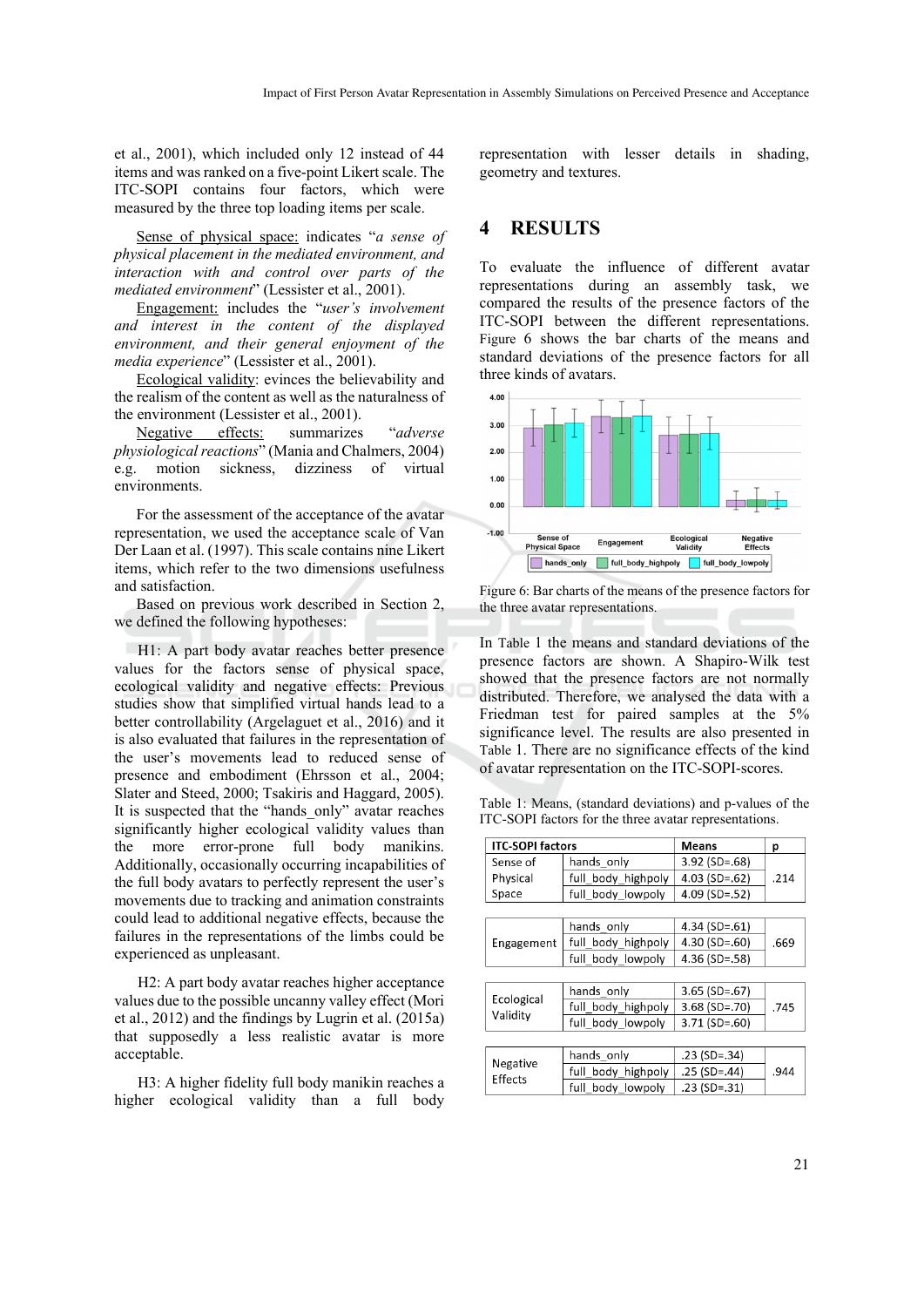et al., 2001), which included only 12 instead of 44 items and was ranked on a five-point Likert scale. The ITC-SOPI contains four factors, which were measured by the three top loading items per scale.

Sense of physical space: indicates "*a sense of physical placement in the mediated environment, and interaction with and control over parts of the mediated environment*" (Lessister et al., 2001).

Engagement: includes the "*user's involvement and interest in the content of the displayed environment, and their general enjoyment of the media experience*" (Lessister et al., 2001).

Ecological validity: evinces the believability and the realism of the content as well as the naturalness of the environment (Lessister et al., 2001).

Negative effects: summarizes "*adverse physiological reactions*" (Mania and Chalmers, 2004) e.g. motion sickness, dizziness of virtual environments.

For the assessment of the acceptance of the avatar representation, we used the acceptance scale of Van Der Laan et al. (1997). This scale contains nine Likert items, which refer to the two dimensions usefulness and satisfaction.

Based on previous work described in Section 2, we defined the following hypotheses:

H1: A part body avatar reaches better presence values for the factors sense of physical space, ecological validity and negative effects: Previous studies show that simplified virtual hands lead to a better controllability (Argelaguet et al., 2016) and it is also evaluated that failures in the representation of the user's movements lead to reduced sense of presence and embodiment (Ehrsson et al., 2004; Slater and Steed, 2000; Tsakiris and Haggard, 2005). It is suspected that the "hands_only" avatar reaches significantly higher ecological validity values than the more error-prone full body manikins. Additionally, occasionally occurring incapabilities of the full body avatars to perfectly represent the user's movements due to tracking and animation constraints could lead to additional negative effects, because the failures in the representations of the limbs could be experienced as unpleasant.

H2: A part body avatar reaches higher acceptance values due to the possible uncanny valley effect (Mori et al., 2012) and the findings by Lugrin et al. (2015a) that supposedly a less realistic avatar is more acceptable.

H3: A higher fidelity full body manikin reaches a higher ecological validity than a full body representation with lesser details in shading, geometry and textures.

## 4 RESULTS

To evaluate the influence of different avatar representations during an assembly task, we compared the results of the presence factors of the ITC-SOPI between the different representations. Figure 6 shows the bar charts of the means and standard deviations of the presence factors for all three kinds of avatars.

Figure 6: Bar charts of the means of the presence factors for the three avatar representations.

In Table 1 the means and standard deviations of the presence factors are shown. A Shapiro-Wilk test showed that the presence factors are not normally distributed. Therefore, we analysed the data with a Friedman test for paired samples at the 5% significance level. The results are also presented in Table 1. There are no significance effects of the kind of avatar representation on the ITC-SOPI-scores.

Table 1: Means, (standard deviations) and p-values of the ITC-SOPI factors for the three avatar representations.

| ITC-SOPI factors | | Means | p |
|---|---|---|---|
| Sense of Physical Space | hands_only | 3.92 (SD=.68) | .214 |
| | full_body_highpoly | 4.03 (SD=.62) | |
| | full_body_lowpoly | 4.09 (SD=.52) | |
| Engagement | hands_only | 4.34 (SD=.61) | .669 |
| | full_body_highpoly | 4.30 (SD=.60) | |
| | full_body_lowpoly | 4.36 (SD=.58) | |
| Ecological Validity | hands_only | 3.65 (SD=.67) | .745 |
| | full_body_highpoly | 3.68 (SD=.70) | |
| | full_body_lowpoly | 3.71 (SD=.60) | |
| Negative Effects | hands_only | .23 (SD=.34) | .944 |
| | full_body_highpoly | .25 (SD=.44) | |
| | full_body_lowpoly | .23 (SD=.31) | |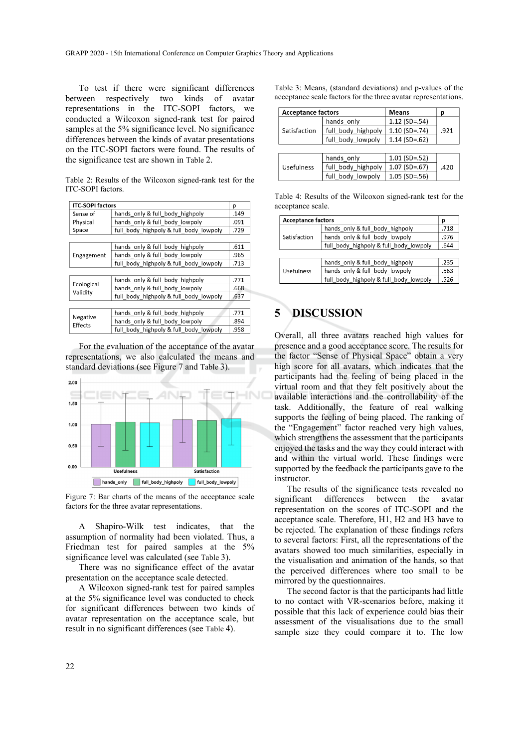To test if there were significant differences between respectively two kinds of avatar representations in the ITC-SOPI factors, we conducted a Wilcoxon signed-rank test for paired samples at the 5% significance level. No significance differences between the kinds of avatar presentations on the ITC-SOPI factors were found. The results of the significance test are shown in Table 2.

Table 2: Results of the Wilcoxon signed-rank test for the ITC-SOPI factors.

| ITC-SOPI factors | | p |
|---|---|---|
| Sense of Physical Space | hands_only & full_body_highpoly | .149 |
| | hands_only & full_body_lowpoly | .091 |
| | full_body_highpoly & full_body_lowpoly | .729 |
| Engagement | hands_only & full_body_highpoly | .611 |
| | hands_only & full_body_lowpoly | .965 |
| | full_body_highpoly & full_body_lowpoly | .713 |
| Ecological Validity | hands_only & full_body_highpoly | .771 |
| | hands_only & full_body_lowpoly | .668 |
| | full_body_highpoly & full_body_lowpoly | .637 |
| Negative Effects | hands_only & full_body_highpoly | .771 |
| | hands_only & full_body_lowpoly | .894 |
| | full_body_highpoly & full_body_lowpoly | .958 |

For the evaluation of the acceptance of the avatar representations, we also calculated the means and standard deviations (see Figure 7 and Table 3).

Figure 7: Bar charts of the means of the acceptance scale factors for the three avatar representations.

A Shapiro-Wilk test indicates, that the assumption of normality had been violated. Thus, a Friedman test for paired samples at the 5% significance level was calculated (see Table 3).

There was no significance effect of the avatar presentation on the acceptance scale detected.

A Wilcoxon signed-rank test for paired samples at the 5% significance level was conducted to check for significant differences between two kinds of avatar representation on the acceptance scale, but result in no significant differences (see Table 4).

Table 3: Means, (standard deviations) and p-values of the acceptance scale factors for the three avatar representations.

| Acceptance factors | | Means | p |
|---|---|---|---|
| Satisfaction | hands_only | 1.12 (SD=.54) | .921 |
| | full_body_highpoly | 1.10 (SD=.74) | |
| | full_body_lowpoly | 1.14 (SD=.62) | |
| Usefulness | hands_only | 1.01 (SD=.52) | .420 |
| | full_body_highpoly | 1.07 (SD=.67) | |
| | full_body_lowpoly | 1.05 (SD=.56) | |

Table 4: Results of the Wilcoxon signed-rank test for the acceptance scale.

| Acceptance factors | | p |
|---|---|---|
| Satisfaction | hands_only & full_body_highpoly | .718 |
| | hands_only & full_body_lowpoly | .976 |
| | full_body_highpoly & full_body_lowpoly | .644 |
| Usefulness | hands_only & full_body_highpoly | .235 |
| | hands_only & full_body_lowpoly | .563 |
| | full_body_highpoly & full_body_lowpoly | .526 |

## 5 DISCUSSION

Overall, all three avatars reached high values for presence and a good acceptance score. The results for the factor "Sense of Physical Space" obtain a very high score for all avatars, which indicates that the participants had the feeling of being placed in the virtual room and that they felt positively about the available interactions and the controllability of the task. Additionally, the feature of real walking supports the feeling of being placed. The ranking of the "Engagement" factor reached very high values, which strengthens the assessment that the participants enjoyed the tasks and the way they could interact with and within the virtual world. These findings were supported by the feedback the participants gave to the instructor.

The results of the significance tests revealed no significant differences between the avatar representation on the scores of ITC-SOPI and the acceptance scale. Therefore, H1, H2 and H3 have to be rejected. The explanation of these findings refers to several factors: First, all the representations of the avatars showed too much similarities, especially in the visualisation and animation of the hands, so that the perceived differences where too small to be mirrored by the questionnaires.

The second factor is that the participants had little to no contact with VR-scenarios before, making it possible that this lack of experience could bias their assessment of the visualisations due to the small sample size they could compare it to. The low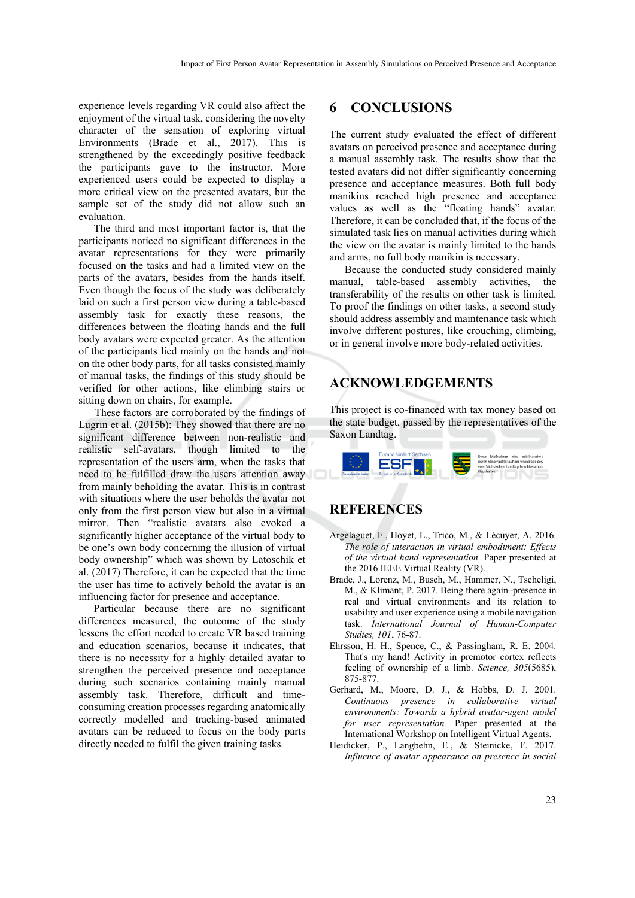experience levels regarding VR could also affect the enjoyment of the virtual task, considering the novelty character of the sensation of exploring virtual Environments (Brade et al., 2017). This is strengthened by the exceedingly positive feedback the participants gave to the instructor. More experienced users could be expected to display a more critical view on the presented avatars, but the sample set of the study did not allow such an evaluation.

The third and most important factor is, that the participants noticed no significant differences in the avatar representations for they were primarily focused on the tasks and had a limited view on the parts of the avatars, besides from the hands itself. Even though the focus of the study was deliberately laid on such a first person view during a table-based assembly task for exactly these reasons, the differences between the floating hands and the full body avatars were expected greater. As the attention of the participants lied mainly on the hands and not on the other body parts, for all tasks consisted mainly of manual tasks, the findings of this study should be verified for other actions, like climbing stairs or sitting down on chairs, for example.

These factors are corroborated by the findings of Lugrin et al. (2015b): They showed that there are no significant difference between non-realistic and realistic self-avatars, though limited to the representation of the users arm, when the tasks that need to be fulfilled draw the users attention away from mainly beholding the avatar. This is in contrast with situations where the user beholds the avatar not only from the first person view but also in a virtual mirror. Then "realistic avatars also evoked a significantly higher acceptance of the virtual body to be one's own body concerning the illusion of virtual body ownership" which was shown by Latoschik et al. (2017) Therefore, it can be expected that the time the user has time to actively behold the avatar is an influencing factor for presence and acceptance.

Particular because there are no significant differences measured, the outcome of the study lessens the effort needed to create VR based training and education scenarios, because it indicates, that there is no necessity for a highly detailed avatar to strengthen the perceived presence and acceptance during such scenarios containing mainly manual assembly task. Therefore, difficult and time-consuming creation processes regarding anatomically correctly modelled and tracking-based animated avatars can be reduced to focus on the body parts directly needed to fulfil the given training tasks.

# 6 CONCLUSIONS

The current study evaluated the effect of different avatars on perceived presence and acceptance during a manual assembly task. The results show that the tested avatars did not differ significantly concerning presence and acceptance measures. Both full body manikins reached high presence and acceptance values as well as the "floating hands" avatar. Therefore, it can be concluded that, if the focus of the simulated task lies on manual activities during which the view on the avatar is mainly limited to the hands and arms, no full body manikin is necessary.

Because the conducted study considered mainly manual, table-based assembly activities, the transferability of the results on other task is limited. To proof the findings on other tasks, a second study should address assembly and maintenance task which involve different postures, like crouching, climbing, or in general involve more body-related activities.

# ACKNOWLEDGEMENTS

This project is co-financed with tax money based on the state budget, passed by the representatives of the Saxon Landtag.

Europa fördert Sachsen. ESF

Diese Maßnahme wird mitfinanziert durch Steuermittel auf der Grundlage des vom Sächsischen Landtag beschlossenen Haushaltes.

# REFERENCES

Argelaguet, F., Hoyet, L., Trico, M., & Lécuyer, A. 2016. *The role of interaction in virtual embodiment: Effects of the virtual hand representation.* Paper presented at the 2016 IEEE Virtual Reality (VR).

Brade, J., Lorenz, M., Busch, M., Hammer, N., Tscheligi, M., & Klimant, P. 2017. Being there again–presence in real and virtual environments and its relation to usability and user experience using a mobile navigation task. *International Journal of Human-Computer Studies, 101*, 76-87.

Ehrsson, H. H., Spence, C., & Passingham, R. E. 2004. That's my hand! Activity in premotor cortex reflects feeling of ownership of a limb. *Science, 305*(5685), 875-877.

Gerhard, M., Moore, D. J., & Hobbs, D. J. 2001. *Continuous presence in collaborative virtual environments: Towards a hybrid avatar-agent model for user representation.* Paper presented at the International Workshop on Intelligent Virtual Agents.

Heidicker, P., Langbehn, E., & Steinicke, F. 2017. *Influence of avatar appearance on presence in social*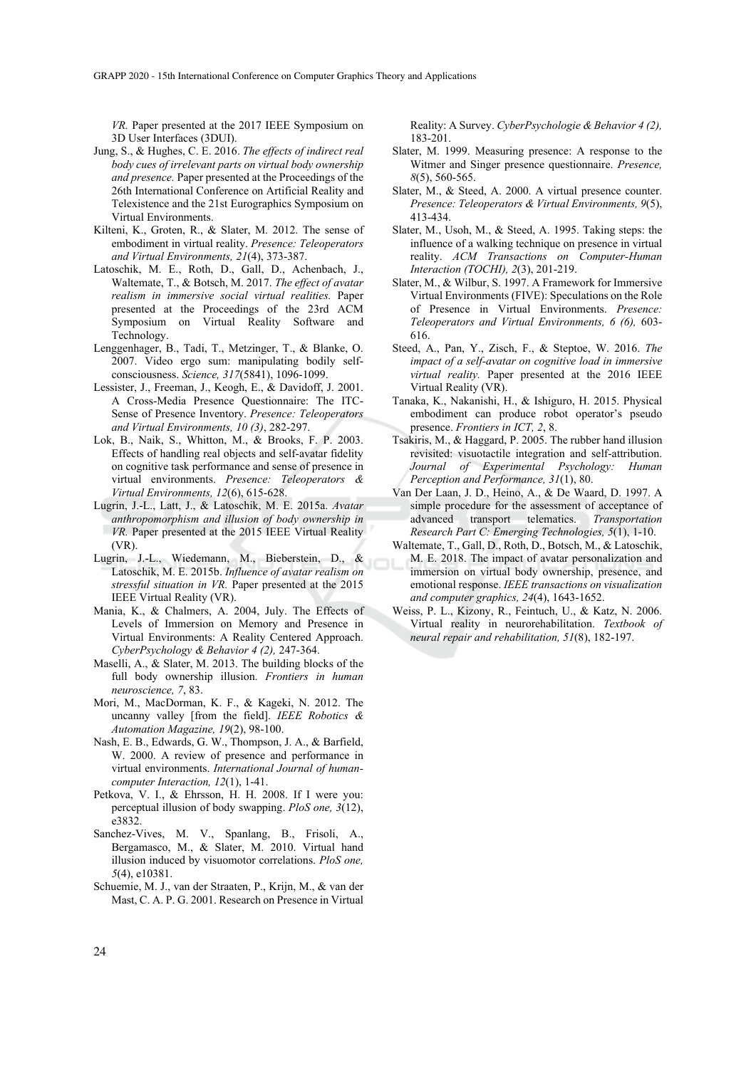*VR.* Paper presented at the 2017 IEEE Symposium on 3D User Interfaces (3DUI).

Jung, S., & Hughes, C. E. 2016. *The effects of indirect real body cues of irrelevant parts on virtual body ownership and presence.* Paper presented at the Proceedings of the 26th International Conference on Artificial Reality and Telexistence and the 21st Eurographics Symposium on Virtual Environments.

Kilteni, K., Groten, R., & Slater, M. 2012. The sense of embodiment in virtual reality. *Presence: Teleoperators and Virtual Environments, 21*(4), 373-387.

Latoschik, M. E., Roth, D., Gall, D., Achenbach, J., Waltemate, T., & Botsch, M. 2017. *The effect of avatar realism in immersive social virtual realities.* Paper presented at the Proceedings of the 23rd ACM Symposium on Virtual Reality Software and Technology.

Lenggenhager, B., Tadi, T., Metzinger, T., & Blanke, O. 2007. Video ergo sum: manipulating bodily self-consciousness. *Science, 317*(5841), 1096-1099.

Lessister, J., Freeman, J., Keogh, E., & Davidoff, J. 2001. A Cross-Media Presence Questionnaire: The ITC-Sense of Presence Inventory. *Presence: Teleoperators and Virtual Environments, 10 (3)*, 282-297.

Lok, B., Naik, S., Whitton, M., & Brooks, F. P. 2003. Effects of handling real objects and self-avatar fidelity on cognitive task performance and sense of presence in virtual environments. *Presence: Teleoperators & Virtual Environments, 12*(6), 615-628.

Lugrin, J.-L., Latt, J., & Latoschik, M. E. 2015a. *Avatar anthropomorphism and illusion of body ownership in VR.* Paper presented at the 2015 IEEE Virtual Reality (VR).

Lugrin, J.-L., Wiedemann, M., Bieberstein, D., & Latoschik, M. E. 2015b. *Influence of avatar realism on stressful situation in VR.* Paper presented at the 2015 IEEE Virtual Reality (VR).

Mania, K., & Chalmers, A. 2004, July. The Effects of Levels of Immersion on Memory and Presence in Virtual Environments: A Reality Centered Approach. *CyberPsychology & Behavior 4 (2),* 247-364.

Maselli, A., & Slater, M. 2013. The building blocks of the full body ownership illusion. *Frontiers in human neuroscience, 7*, 83.

Mori, M., MacDorman, K. F., & Kageki, N. 2012. The uncanny valley [from the field]. *IEEE Robotics & Automation Magazine, 19*(2), 98-100.

Nash, E. B., Edwards, G. W., Thompson, J. A., & Barfield, W. 2000. A review of presence and performance in virtual environments. *International Journal of human-computer Interaction, 12*(1), 1-41.

Petkova, V. I., & Ehrsson, H. H. 2008. If I were you: perceptual illusion of body swapping. *PloS one, 3*(12), e3832.

Sanchez-Vives, M. V., Spanlang, B., Frisoli, A., Bergamasco, M., & Slater, M. 2010. Virtual hand illusion induced by visuomotor correlations. *PloS one, 5*(4), e10381.

Schuemie, M. J., van der Straaten, P., Krijn, M., & van der Mast, C. A. P. G. 2001. Research on Presence in Virtual Reality: A Survey. *CyberPsychologie & Behavior 4 (2),* 183-201.

Slater, M. 1999. Measuring presence: A response to the Witmer and Singer presence questionnaire. *Presence, 8*(5), 560-565.

Slater, M., & Steed, A. 2000. A virtual presence counter. *Presence: Teleoperators & Virtual Environments, 9*(5), 413-434.

Slater, M., Usoh, M., & Steed, A. 1995. Taking steps: the influence of a walking technique on presence in virtual reality. *ACM Transactions on Computer-Human Interaction (TOCHI), 2*(3), 201-219.

Slater, M., & Wilbur, S. 1997. A Framework for Immersive Virtual Environments (FIVE): Speculations on the Role of Presence in Virtual Environments. *Presence: Teleoperators and Virtual Environments, 6 (6),* 603-616.

Steed, A., Pan, Y., Zisch, F., & Steptoe, W. 2016. *The impact of a self-avatar on cognitive load in immersive virtual reality.* Paper presented at the 2016 IEEE Virtual Reality (VR).

Tanaka, K., Nakanishi, H., & Ishiguro, H. 2015. Physical embodiment can produce robot operator's pseudo presence. *Frontiers in ICT, 2*, 8.

Tsakiris, M., & Haggard, P. 2005. The rubber hand illusion revisited: visuotactile integration and self-attribution. *Journal of Experimental Psychology: Human Perception and Performance, 31*(1), 80.

Van Der Laan, J. D., Heino, A., & De Waard, D. 1997. A simple procedure for the assessment of acceptance of advanced transport telematics. *Transportation Research Part C: Emerging Technologies, 5*(1), 1-10.

Waltemate, T., Gall, D., Roth, D., Botsch, M., & Latoschik, M. E. 2018. The impact of avatar personalization and immersion on virtual body ownership, presence, and emotional response. *IEEE transactions on visualization and computer graphics, 24*(4), 1643-1652.

Weiss, P. L., Kizony, R., Feintuch, U., & Katz, N. 2006. Virtual reality in neurorehabilitation. *Textbook of neural repair and rehabilitation, 51*(8), 182-197.